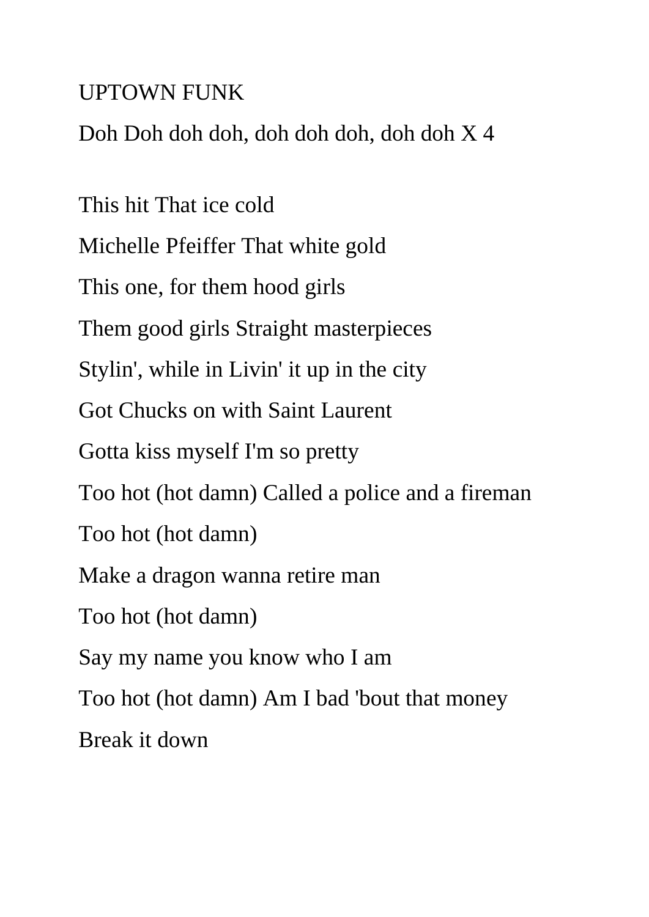UPTOWN FUNK

Doh Doh doh doh, doh doh doh, doh doh X 4

This hit That ice cold

Michelle Pfeiffer That white gold

This one, for them hood girls

Them good girls Straight masterpieces

Stylin', while in Livin' it up in the city

Got Chucks on with Saint Laurent

Gotta kiss myself I'm so pretty

Too hot (hot damn) Called a police and a fireman

Too hot (hot damn)

Make a dragon wanna retire man

Too hot (hot damn)

Say my name you know who I am

Too hot (hot damn) Am I bad 'bout that money

Break it down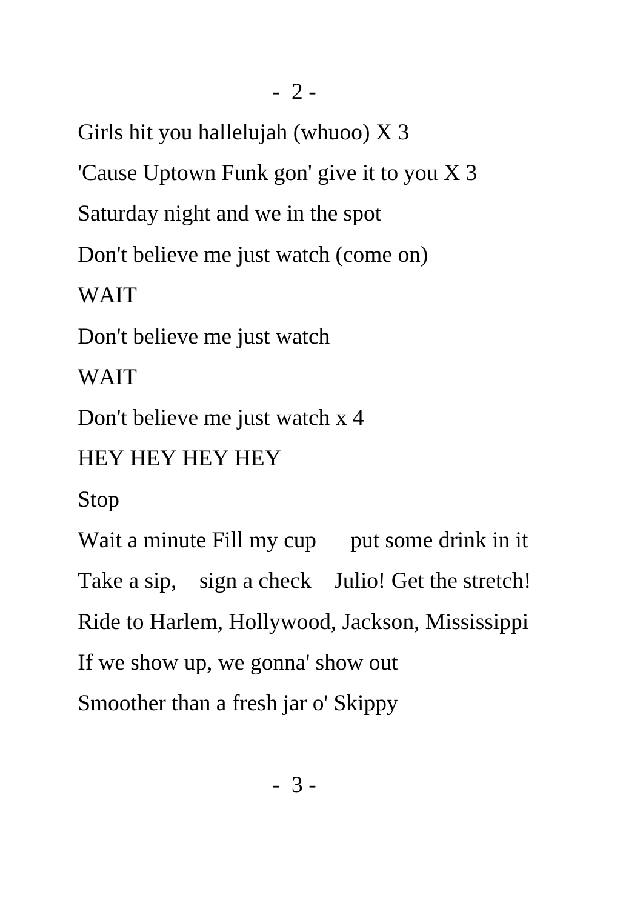Girls hit you hallelujah (whuoo) X 3

'Cause Uptown Funk gon' give it to you X 3

Saturday night and we in the spot

Don't believe me just watch (come on)

WAIT

Don't believe me just watch

WAIT

Don't believe me just watch x 4

HEY HEY HEY HEY

Stop

Wait a minute Fill my cup put some drink in it

Take a sip, sign a check Julio! Get the stretch!

Ride to Harlem, Hollywood, Jackson, Mississippi

If we show up, we gonna' show out

Smoother than a fresh jar o' Skippy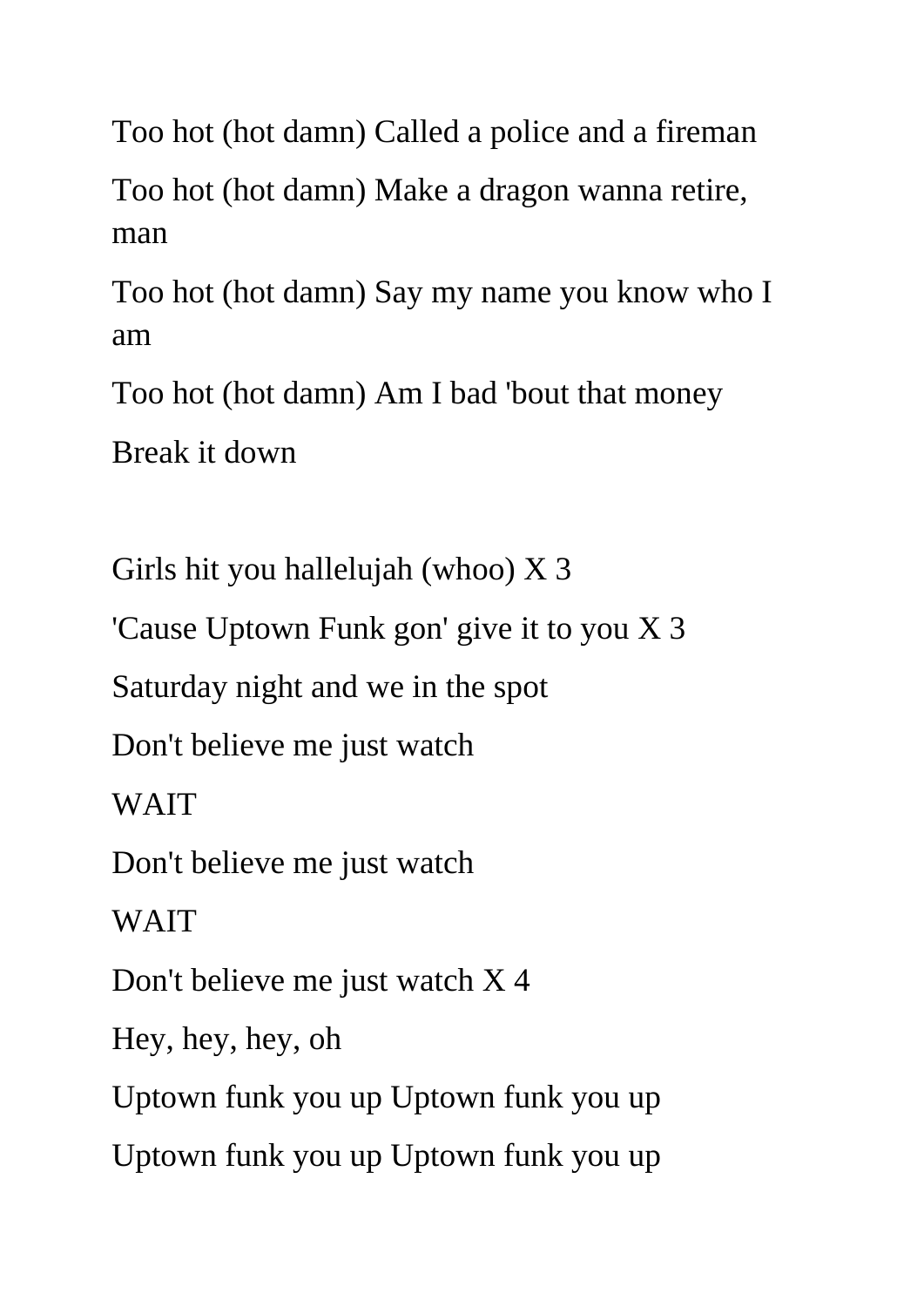Too hot (hot damn) Called a police and a fireman

Too hot (hot damn) Make a dragon wanna retire, man

Too hot (hot damn) Say my name you know who I am

Too hot (hot damn) Am I bad 'bout that money

Break it down

Girls hit you hallelujah (whoo) X 3

'Cause Uptown Funk gon' give it to you X 3

Saturday night and we in the spot

Don't believe me just watch

WAIT

Don't believe me just watch

WAIT

Don't believe me just watch X 4

Hey, hey, hey, oh

Uptown funk you up Uptown funk you up

Uptown funk you up Uptown funk you up